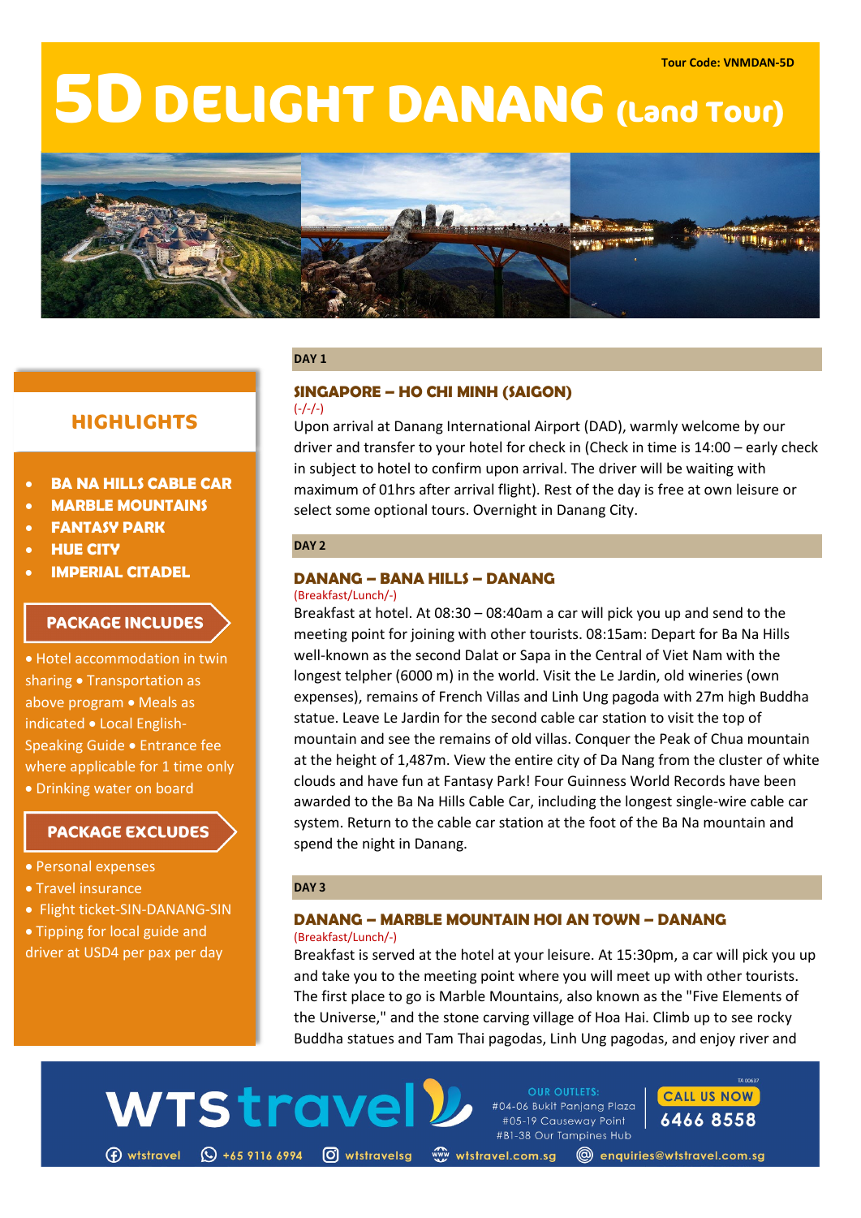Tour Code: VNMDAN-5D

# 5D DELIGHT DANANG (Land Tour)

## HIGHLIGHTS

- BA NA HILLS CABLE CAR
- MARBLE MOUNTAINS
- FANTASY PARK
- HUE CITY
- IMPERIAL CITADEL

## PACKAGE INCLUDES

• Hotel accommodation in twin sharing • Transportation as above program • Meals as indicated • Local English-Speaking Guide • Entrance fee where applicable for 1 time only • Drinking water on board

## PACKAGE EXCLUDES

- Personal expenses
- Travel insurance
- Flight ticket-SIN-DANANG-SIN
- Tipping for local guide and driver at USD4 per pax per day

**DAY 1**

### SINGAPORE – HO CHI MINH (SAIGON)

(-/-/-)

Upon arrival at Danang International Airport (DAD), warmly welcome by our driver and transfer to your hotel for check in (Check in time is 14:00 – early check in subject to hotel to confirm upon arrival. The driver will be waiting with maximum of 01hrs after arrival flight). Rest of the day is free at own leisure or select some optional tours. Overnight in Danang City.

**DAY 2**

### DANANG – BANA HILLS – DANANG

(Breakfast/Lunch/-)

Breakfast at hotel. At 08:30 – 08:40am a car will pick you up and send to the meeting point for joining with other tourists. 08:15am: Depart for Ba Na Hills well-known as the second Dalat or Sapa in the Central of Viet Nam with the longest telpher (6000 m) in the world. Visit the Le Jardin, old wineries (own expenses), remains of French Villas and Linh Ung pagoda with 27m high Buddha statue. Leave Le Jardin for the second cable car station to visit the top of mountain and see the remains of old villas. Conquer the Peak of Chua mountain at the height of 1,487m. View the entire city of Da Nang from the cluster of white clouds and have fun at Fantasy Park! Four Guinness World Records have been awarded to the Ba Na Hills Cable Car, including the longest single-wire cable car system. Return to the cable car station at the foot of the Ba Na mountain and spend the night in Danang.

**DAY 3**

### DANANG – MARBLE MOUNTAIN HOI AN TOWN – DANANG

(Breakfast/Lunch/-)

Breakfast is served at the hotel at your leisure. At 15:30pm, a car will pick you up and take you to the meeting point where you will meet up with other tourists. The first place to go is Marble Mountains, also known as the "Five Elements of the Universe," and the stone carving village of Hoa Hai. Climb up to see rocky Buddha statues and Tam Thai pagodas, Linh Ung pagodas, and enjoy river and

WTS travel

OUR OUTLETS:
#04-06 Bukit Panjang Plaza
#05-19 Causeway Point
#B1-38 Our Tampines Hub

TA 00637

CALL US NOW
6466 8558

wtstravel | +65 9116 6994 | wtstravelsg | wtstravel.com.sg | enquiries@wtstravel.com.sg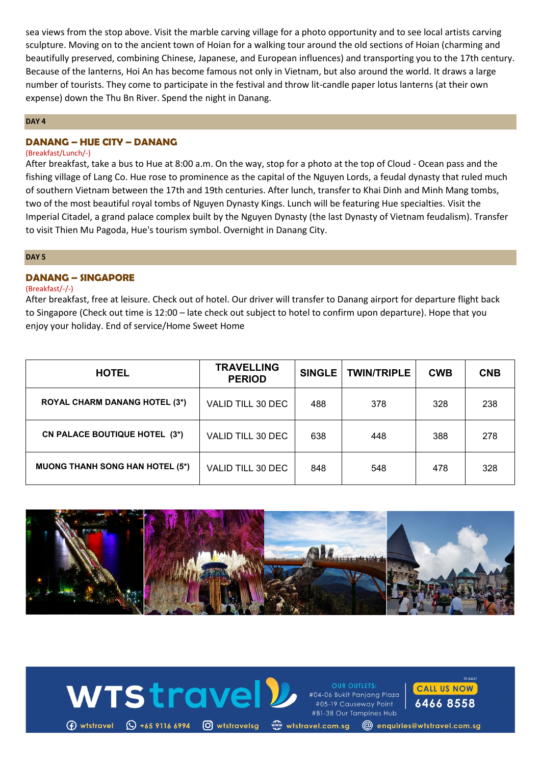sea views from the stop above. Visit the marble carving village for a photo opportunity and to see local artists carving sculpture. Moving on to the ancient town of Hoian for a walking tour around the old sections of Hoian (charming and beautifully preserved, combining Chinese, Japanese, and European influences) and transporting you to the 17th century. Because of the lanterns, Hoi An has become famous not only in Vietnam, but also around the world. It draws a large number of tourists. They come to participate in the festival and throw lit-candle paper lotus lanterns (at their own expense) down the Thu Bn River. Spend the night in Danang.

**DAY 4**

## DANANG – HUE CITY – DANANG

(Breakfast/Lunch/-)

After breakfast, take a bus to Hue at 8:00 a.m. On the way, stop for a photo at the top of Cloud - Ocean pass and the fishing village of Lang Co. Hue rose to prominence as the capital of the Nguyen Lords, a feudal dynasty that ruled much of southern Vietnam between the 17th and 19th centuries. After lunch, transfer to Khai Dinh and Minh Mang tombs, two of the most beautiful royal tombs of Nguyen Dynasty Kings. Lunch will be featuring Hue specialties. Visit the Imperial Citadel, a grand palace complex built by the Nguyen Dynasty (the last Dynasty of Vietnam feudalism). Transfer to visit Thien Mu Pagoda, Hue's tourism symbol. Overnight in Danang City.

**DAY 5**

## DANANG – SINGAPORE

(Breakfast/-/-)

After breakfast, free at leisure. Check out of hotel. Our driver will transfer to Danang airport for departure flight back to Singapore (Check out time is 12:00 – late check out subject to hotel to confirm upon departure). Hope that you enjoy your holiday. End of service/Home Sweet Home

| HOTEL | TRAVELLING PERIOD | SINGLE | TWIN/TRIPLE | CWB | CNB |
|---|---|---|---|---|---|
| ROYAL CHARM DANANG HOTEL (3*) | VALID TILL 30 DEC | 488 | 378 | 328 | 238 |
| CN PALACE BOUTIQUE HOTEL (3*) | VALID TILL 30 DEC | 638 | 448 | 388 | 278 |
| MUONG THANH SONG HAN HOTEL (5*) | VALID TILL 30 DEC | 848 | 548 | 478 | 328 |

WTS travel

OUR OUTLETS:
#04-06 Bukit Panjang Plaza
#05-19 Causeway Point
#B1-38 Our Tampines Hub

TA 00637

CALL US NOW
6466 8558

wtstravel | +65 9116 6994 | wtstravelsg | wtstravel.com.sg | enquiries@wtstravel.com.sg